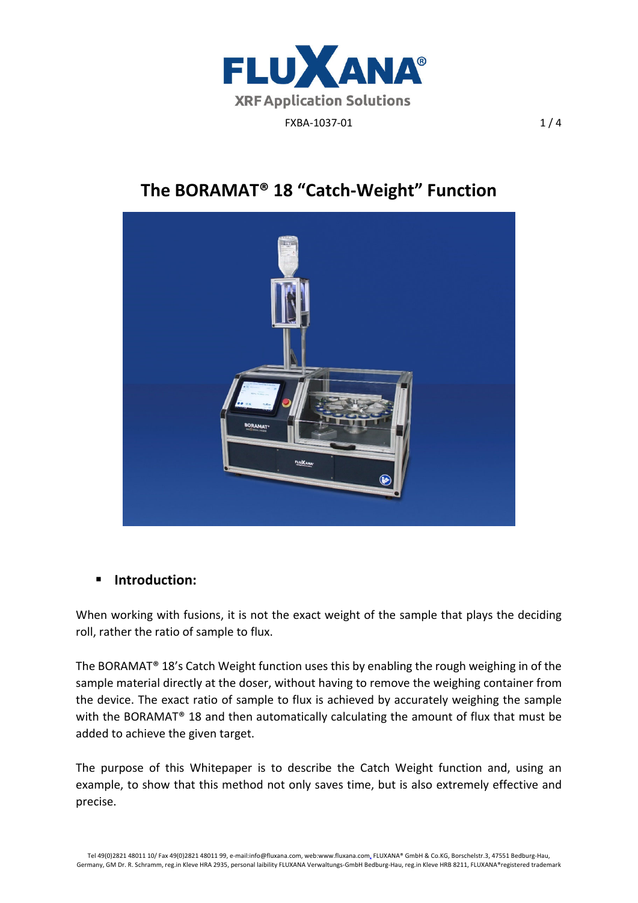# The BORAMAT® 18 "Catch-Weight" Function

- **Introduction:**

When working with fusions, it is not the exact weight of the sample that plays the deciding roll, rather the ratio of sample to flux.

The BORAMAT® 18's Catch Weight function uses this by enabling the rough weighing in of the sample material directly at the doser, without having to remove the weighing container from the device. The exact ratio of sample to flux is achieved by accurately weighing the sample with the BORAMAT® 18 and then automatically calculating the amount of flux that must be added to achieve the given target.

The purpose of this Whitepaper is to describe the Catch Weight function and, using an example, to show that this method not only saves time, but is also extremely effective and precise.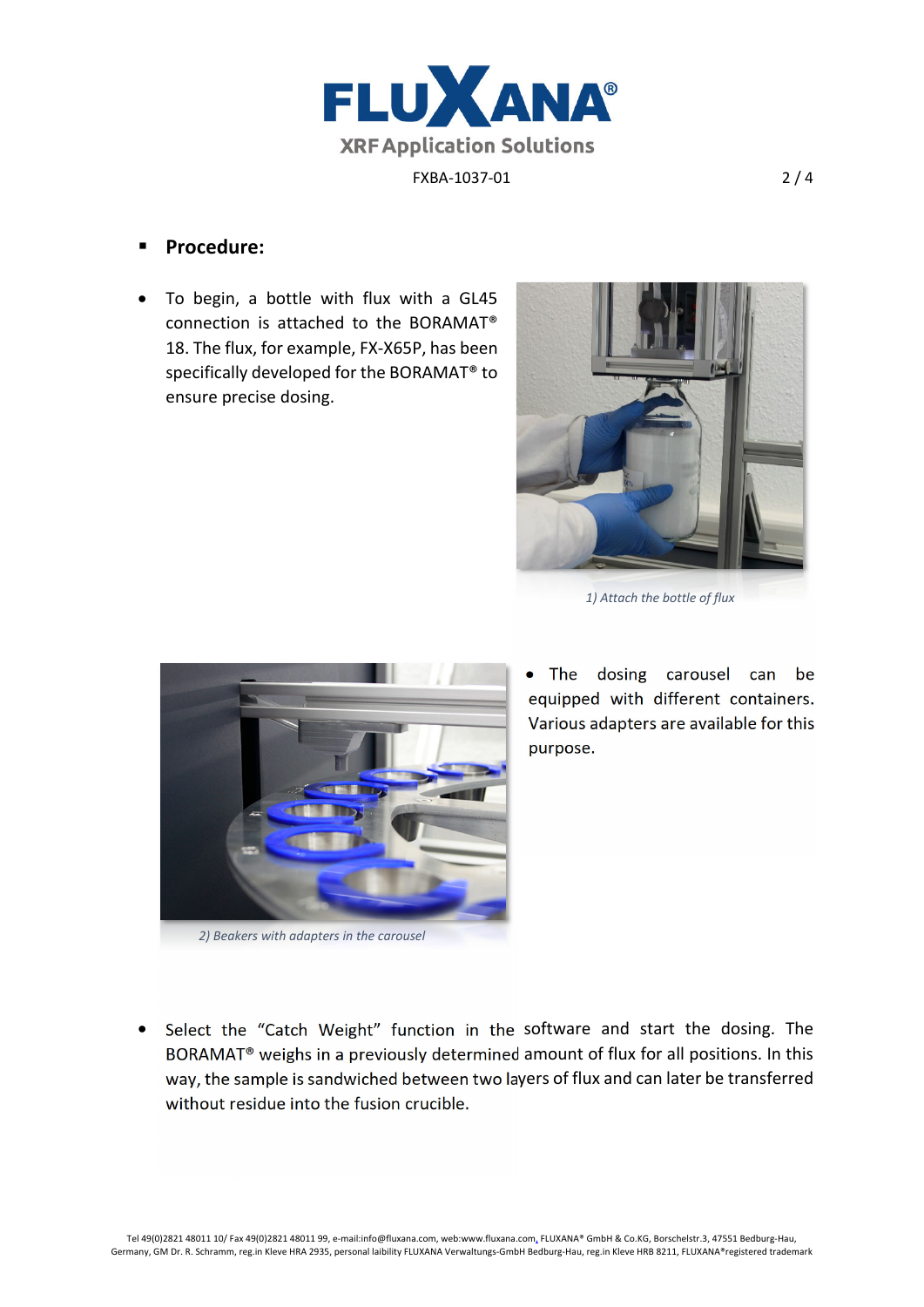- **Procedure:**

- To begin, a bottle with flux with a GL45 connection is attached to the BORAMAT® 18. The flux, for example, FX-X65P, has been specifically developed for the BORAMAT® to ensure precise dosing.

*1) Attach the bottle of flux*

- The dosing carousel can be equipped with different containers. Various adapters are available for this purpose.

*2) Beakers with adapters in the carousel*

- Select the "Catch Weight" function in the software and start the dosing. The BORAMAT® weighs in a previously determined amount of flux for all positions. In this way, the sample is sandwiched between two layers of flux and can later be transferred without residue into the fusion crucible.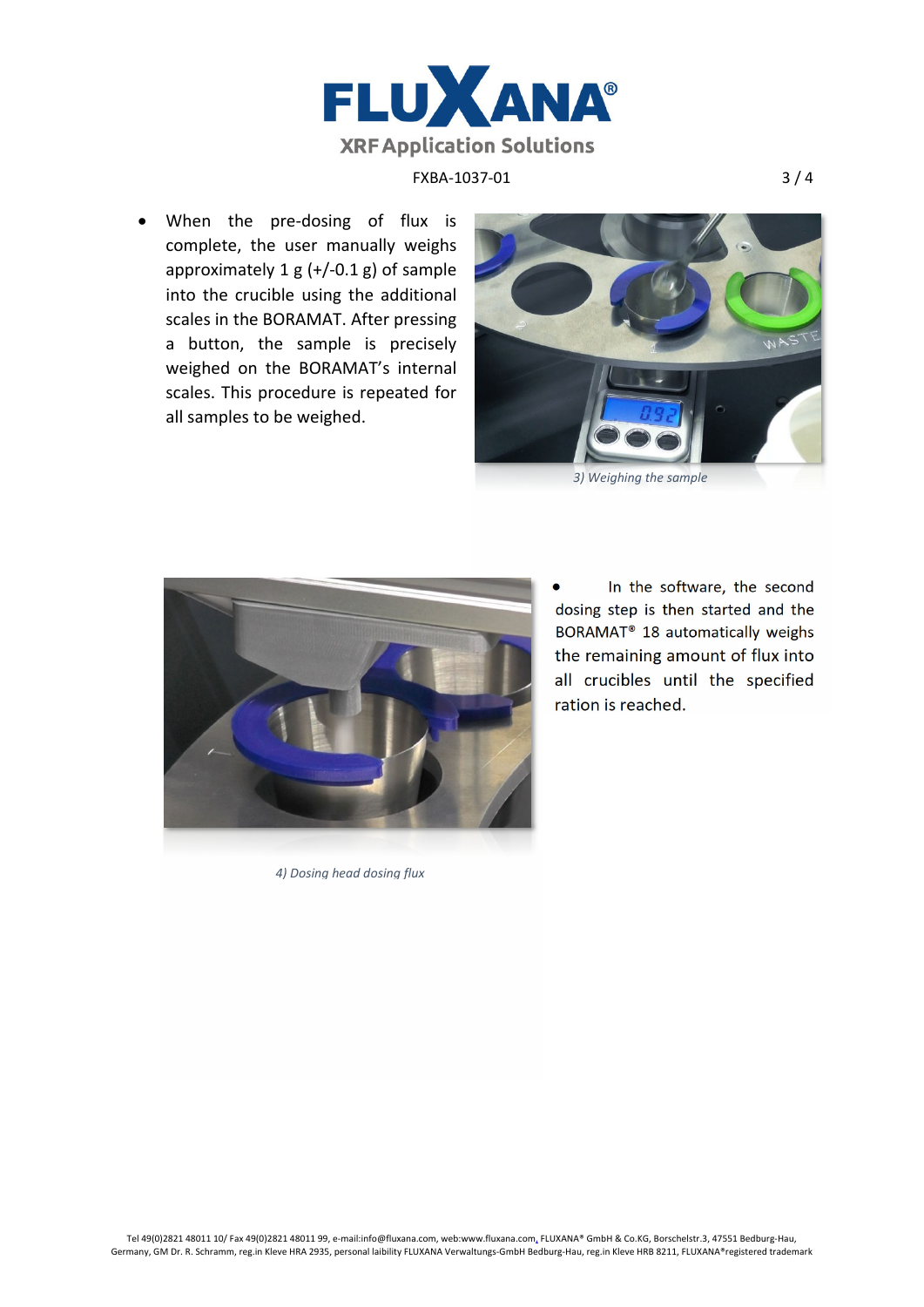- When the pre-dosing of flux is complete, the user manually weighs approximately 1 g (+/-0.1 g) of sample into the crucible using the additional scales in the BORAMAT. After pressing a button, the sample is precisely weighed on the BORAMAT's internal scales. This procedure is repeated for all samples to be weighed.

*3) Weighing the sample*

- In the software, the second dosing step is then started and the BORAMAT® 18 automatically weighs the remaining amount of flux into all crucibles until the specified ration is reached.

*4) Dosing head dosing flux*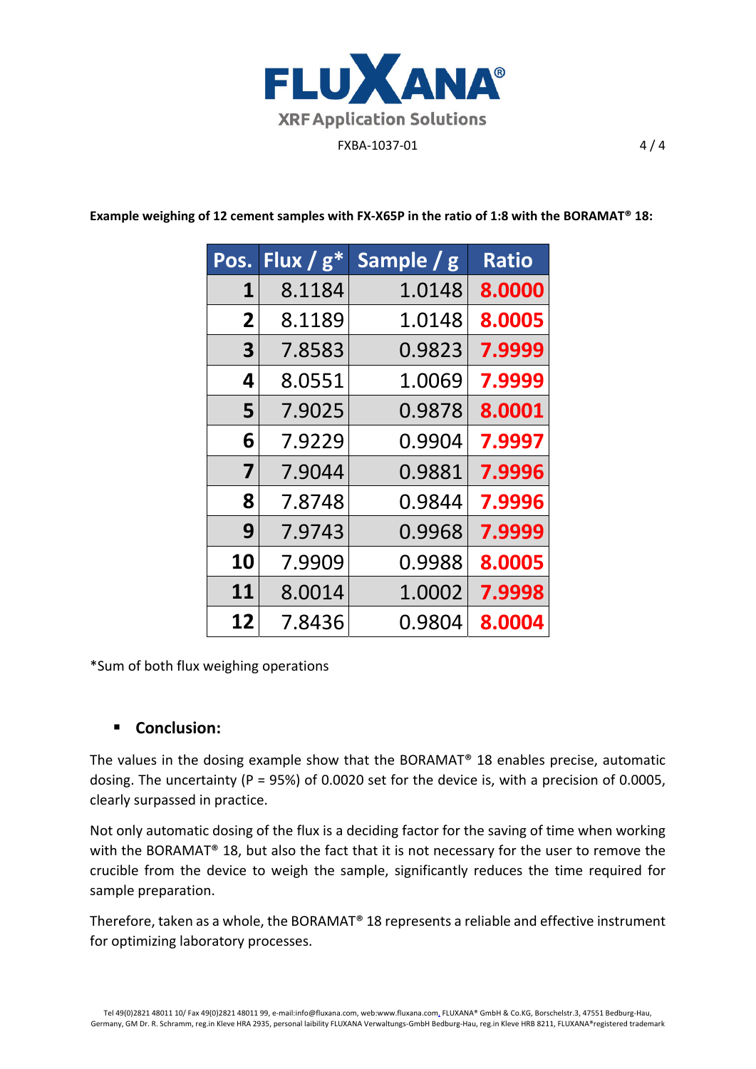**Example weighing of 12 cement samples with FX-X65P in the ratio of 1:8 with the BORAMAT® 18:**

| Pos. | Flux / g* | Sample / g | Ratio |
|---|---|---|---|
| **1** | 8.1184 | 1.0148 | **8.0000** |
| **2** | 8.1189 | 1.0148 | **8.0005** |
| **3** | 7.8583 | 0.9823 | **7.9999** |
| **4** | 8.0551 | 1.0069 | **7.9999** |
| **5** | 7.9025 | 0.9878 | **8.0001** |
| **6** | 7.9229 | 0.9904 | **7.9997** |
| **7** | 7.9044 | 0.9881 | **7.9996** |
| **8** | 7.8748 | 0.9844 | **7.9996** |
| **9** | 7.9743 | 0.9968 | **7.9999** |
| **10** | 7.9909 | 0.9988 | **8.0005** |
| **11** | 8.0014 | 1.0002 | **7.9998** |
| **12** | 7.8436 | 0.9804 | **8.0004** |

*Sum of both flux weighing operations

- **Conclusion:**

The values in the dosing example show that the BORAMAT® 18 enables precise, automatic dosing. The uncertainty (P = 95%) of 0.0020 set for the device is, with a precision of 0.0005, clearly surpassed in practice.

Not only automatic dosing of the flux is a deciding factor for the saving of time when working with the BORAMAT® 18, but also the fact that it is not necessary for the user to remove the crucible from the device to weigh the sample, significantly reduces the time required for sample preparation.

Therefore, taken as a whole, the BORAMAT® 18 represents a reliable and effective instrument for optimizing laboratory processes.